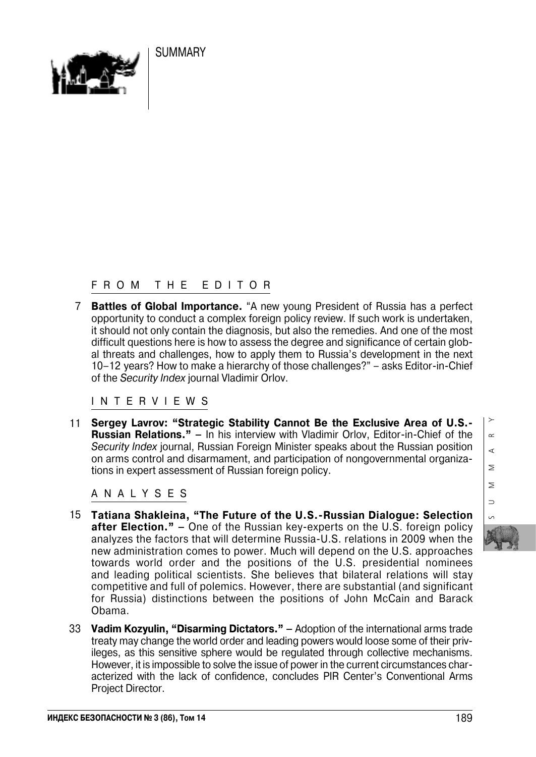# SUMMARY

## FROM THE EDITOR

7 **Battles of Global Importance.** "A new young President of Russia has a perfect opportunity to conduct a complex foreign policy review. If such work is undertaken, it should not only contain the diagnosis, but also the remedies. And one of the most difficult questions here is how to assess the degree and significance of certain global threats and challenges, how to apply them to Russia's development in the next 10–12 years? How to make a hierarchy of those challenges?" – asks Editor-in-Chief of the *Security Index* journal Vladimir Orlov.

## INTERVIEWS

11 **Sergey Lavrov: "Strategic Stability Cannot Be the Exclusive Area of U.S.-Russian Relations."** – In his interview with Vladimir Orlov, Editor-in-Chief of the *Security Index* journal, Russian Foreign Minister speaks about the Russian position on arms control and disarmament, and participation of nongovernmental organizations in expert assessment of Russian foreign policy.

## ANALYSES

15 **Tatiana Shakleina, "The Future of the U.S.-Russian Dialogue: Selection after Election."** – One of the Russian key-experts on the U.S. foreign policy analyzes the factors that will determine Russia-U.S. relations in 2009 when the new administration comes to power. Much will depend on the U.S. approaches towards world order and the positions of the U.S. presidential nominees and leading political scientists. She believes that bilateral relations will stay competitive and full of polemics. However, there are substantial (and significant for Russia) distinctions between the positions of John McCain and Barack Obama.

33 **Vadim Kozyulin, "Disarming Dictators."** – Adoption of the international arms trade treaty may change the world order and leading powers would loose some of their privileges, as this sensitive sphere would be regulated through collective mechanisms. However, it is impossible to solve the issue of power in the current circumstances characterized with the lack of confidence, concludes PIR Center's Conventional Arms Project Director.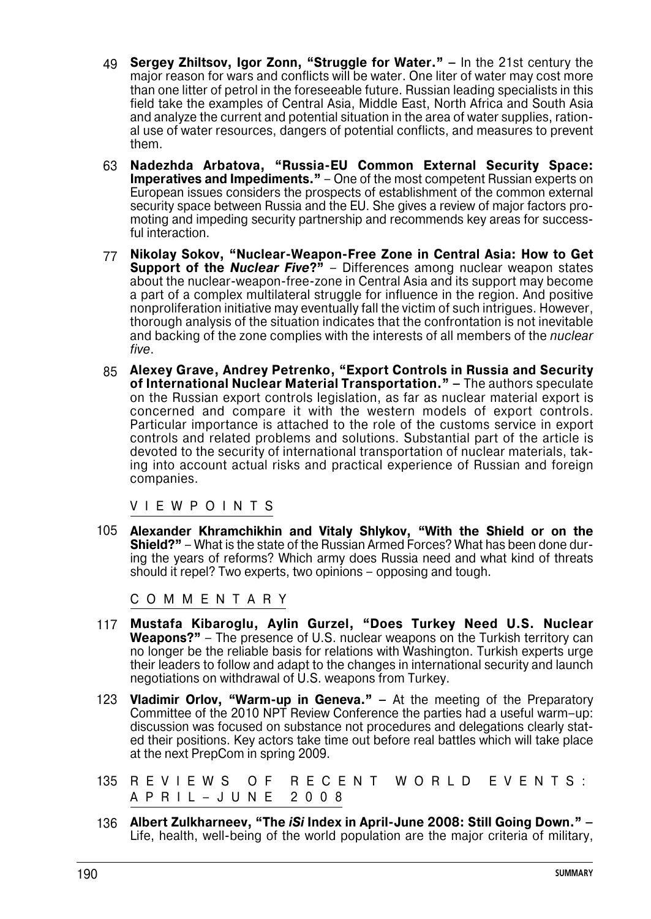49 **Sergey Zhiltsov, Igor Zonn, "Struggle for Water."** – In the 21st century the major reason for wars and conflicts will be water. One liter of water may cost more than one litter of petrol in the foreseeable future. Russian leading specialists in this field take the examples of Central Asia, Middle East, North Africa and South Asia and analyze the current and potential situation in the area of water supplies, rational use of water resources, dangers of potential conflicts, and measures to prevent them.

63 **Nadezhda Arbatova, "Russia-EU Common External Security Space: Imperatives and Impediments."** – One of the most competent Russian experts on European issues considers the prospects of establishment of the common external security space between Russia and the EU. She gives a review of major factors promoting and impeding security partnership and recommends key areas for successful interaction.

77 **Nikolay Sokov, "Nuclear-Weapon-Free Zone in Central Asia: How to Get Support of the *Nuclear Five*?"** – Differences among nuclear weapon states about the nuclear-weapon-free-zone in Central Asia and its support may become a part of a complex multilateral struggle for influence in the region. And positive nonproliferation initiative may eventually fall the victim of such intrigues. However, thorough analysis of the situation indicates that the confrontation is not inevitable and backing of the zone complies with the interests of all members of the *nuclear five*.

85 **Alexey Grave, Andrey Petrenko, "Export Controls in Russia and Security of International Nuclear Material Transportation."** – The authors speculate on the Russian export controls legislation, as far as nuclear material export is concerned and compare it with the western models of export controls. Particular importance is attached to the role of the customs service in export controls and related problems and solutions. Substantial part of the article is devoted to the security of international transportation of nuclear materials, taking into account actual risks and practical experience of Russian and foreign companies.

## VIEWPOINTS

105 **Alexander Khramchikhin and Vitaly Shlykov, "With the Shield or on the Shield?"** – What is the state of the Russian Armed Forces? What has been done during the years of reforms? Which army does Russia need and what kind of threats should it repel? Two experts, two opinions – opposing and tough.

## COMMENTARY

117 **Mustafa Kibaroglu, Aylin Gurzel, "Does Turkey Need U.S. Nuclear Weapons?"** – The presence of U.S. nuclear weapons on the Turkish territory can no longer be the reliable basis for relations with Washington. Turkish experts urge their leaders to follow and adapt to the changes in international security and launch negotiations on withdrawal of U.S. weapons from Turkey.

123 **Vladimir Orlov, "Warm-up in Geneva."** – At the meeting of the Preparatory Committee of the 2010 NPT Review Conference the parties had a useful warm–up: discussion was focused on substance not procedures and delegations clearly stated their positions. Key actors take time out before real battles which will take place at the next PrepCom in spring 2009.

## 135 REVIEWS OF RECENT WORLD EVENTS: APRIL–JUNE 2008

136 **Albert Zulkharneev, "The *iSi* Index in April-June 2008: Still Going Down."** – Life, health, well-being of the world population are the major criteria of military,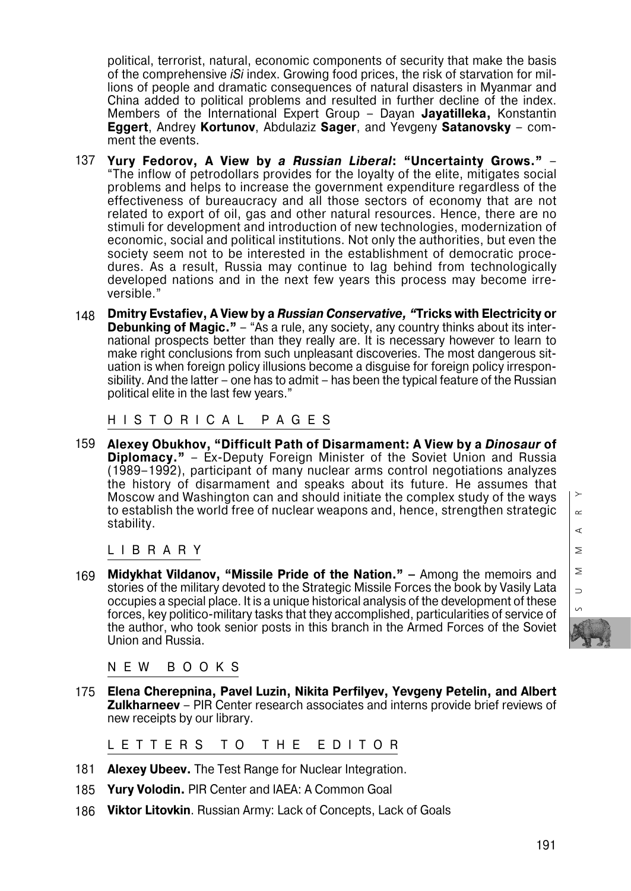political, terrorist, natural, economic components of security that make the basis of the comprehensive *iSi* index. Growing food prices, the risk of starvation for millions of people and dramatic consequences of natural disasters in Myanmar and China added to political problems and resulted in further decline of the index. Members of the International Expert Group – Dayan **Jayatilleka,** Konstantin **Eggert**, Andrey **Kortunov**, Abdulaziz **Sager**, and Yevgeny **Satanovsky** – comment the events.

137 **Yury Fedorov, A View by *a Russian Liberal*: "Uncertainty Grows."** – "The inflow of petrodollars provides for the loyalty of the elite, mitigates social problems and helps to increase the government expenditure regardless of the effectiveness of bureaucracy and all those sectors of economy that are not related to export of oil, gas and other natural resources. Hence, there are no stimuli for development and introduction of new technologies, modernization of economic, social and political institutions. Not only the authorities, but even the society seem not to be interested in the establishment of democratic procedures. As a result, Russia may continue to lag behind from technologically developed nations and in the next few years this process may become irreversible."

148 **Dmitry Evstafiev, A View by a *Russian Conservative,* "Tricks with Electricity or Debunking of Magic."** – "As a rule, any society, any country thinks about its international prospects better than they really are. It is necessary however to learn to make right conclusions from such unpleasant discoveries. The most dangerous situation is when foreign policy illusions become a disguise for foreign policy irresponsibility. And the latter – one has to admit – has been the typical feature of the Russian political elite in the last few years."

## HISTORICAL PAGES

159 **Alexey Obukhov, "Difficult Path of Disarmament: A View by a *Dinosaur* of Diplomacy."** – Ex-Deputy Foreign Minister of the Soviet Union and Russia (1989–1992), participant of many nuclear arms control negotiations analyzes the history of disarmament and speaks about its future. He assumes that Moscow and Washington can and should initiate the complex study of the ways to establish the world free of nuclear weapons and, hence, strengthen strategic stability.

## LIBRARY

169 **Midykhat Vildanov, "Missile Pride of the Nation." –** Among the memoirs and stories of the military devoted to the Strategic Missile Forces the book by Vasily Lata occupies a special place. It is a unique historical analysis of the development of these forces, key politico-military tasks that they accomplished, particularities of service of the author, who took senior posts in this branch in the Armed Forces of the Soviet Union and Russia.

## NEW BOOKS

175 **Elena Cherepnina, Pavel Luzin, Nikita Perfilyev, Yevgeny Petelin, and Albert Zulkharneev** – PIR Center research associates and interns provide brief reviews of new receipts by our library.

## LETTERS TO THE EDITOR

181 **Alexey Ubeev.** The Test Range for Nuclear Integration.

185 **Yury Volodin.** PIR Center and IAEA: A Common Goal

186 **Viktor Litovkin**. Russian Army: Lack of Concepts, Lack of Goals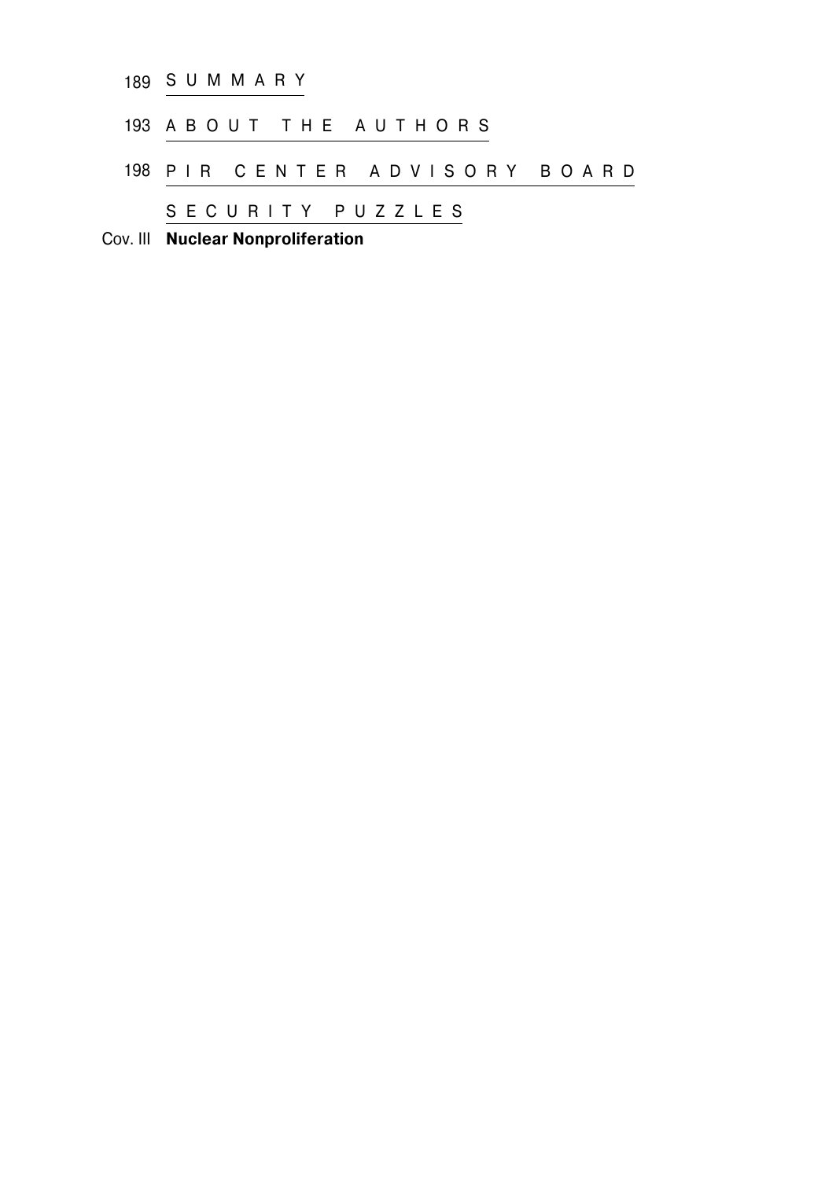189 SUMMARY

193 ABOUT THE AUTHORS

198 PIR CENTER ADVISORY BOARD

SECURITY PUZZLES

Cov. III **Nuclear Nonproliferation**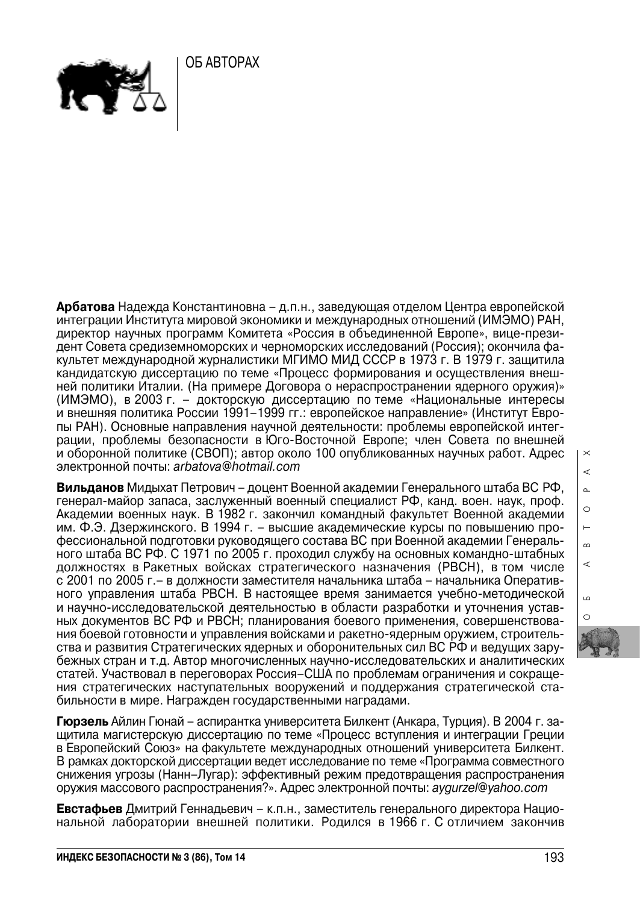# ОБ АВТОРАХ

**Арбатова** Надежда Константиновна – д.п.н., заведующая отделом Центра европейской интеграции Института мировой экономики и международных отношений (ИМЭМО) РАН, директор научных программ Комитета «Россия в объединенной Европе», вице-президент Совета средиземноморских и черноморских исследований (Россия); окончила факультет международной журналистики МГИМО МИД СССР в 1973 г. В 1979 г. защитила кандидатскую диссертацию по теме «Процесс формирования и осуществления внешней политики Италии. (На примере Договора о нераспространении ядерного оружия)» (ИМЭМО), в 2003 г. – докторскую диссертацию по теме «Национальные интересы и внешняя политика России 1991–1999 гг.: европейское направление» (Институт Европы РАН). Основные направления научной деятельности: проблемы европейской интеграции, проблемы безопасности в Юго-Восточной Европе; член Совета по внешней и оборонной политике (СВОП); автор около 100 опубликованных научных работ. Адрес электронной почты: *arbatova@hotmail.com*

**Вильданов** Мидыхат Петрович – доцент Военной академии Генерального штаба ВС РФ, генерал-майор запаса, заслуженный военный специалист РФ, канд. воен. наук, проф. Академии военных наук. В 1982 г. закончил командный факультет Военной академии им. Ф.Э. Дзержинского. В 1994 г. – высшие академические курсы по повышению профессиональной подготовки руководящего состава ВС при Военной академии Генерального штаба ВС РФ. С 1971 по 2005 г. проходил службу на основных командно-штабных должностях в Ракетных войсках стратегического назначения (РВСН), в том числе с 2001 по 2005 г.– в должности заместителя начальника штаба – начальника Оперативного управления штаба РВСН. В настоящее время занимается учебно-методической и научно-исследовательской деятельностью в области разработки и уточнения уставных документов ВС РФ и РВСН; планирования боевого применения, совершенствования боевой готовности и управления войсками и ракетно-ядерным оружием, строительства и развития Стратегических ядерных и оборонительных сил ВС РФ и ведущих зарубежных стран и т.д. Автор многочисленных научно-исследовательских и аналитических статей. Участвовал в переговорах Россия–США по проблемам ограничения и сокращения стратегических наступательных вооружений и поддержания стратегической стабильности в мире. Награжден государственными наградами.

**Гюрзель** Айлин Гюнай – аспирантка университета Билкент (Анкара, Турция). В 2004 г. защитила магистерскую диссертацию по теме «Процесс вступления и интеграции Греции в Европейский Союз» на факультете международных отношений университета Билкент. В рамках докторской диссертации ведет исследование по теме «Программа совместного снижения угрозы (Нанн–Лугар): эффективный режим предотвращения распространения оружия массового распространения?». Адрес электронной почты: *aygurzel@yahoo.com*

**Евстафьев** Дмитрий Геннадьевич – к.п.н., заместитель генерального директора Национальной лаборатории внешней политики. Родился в 1966 г. С отличием закончив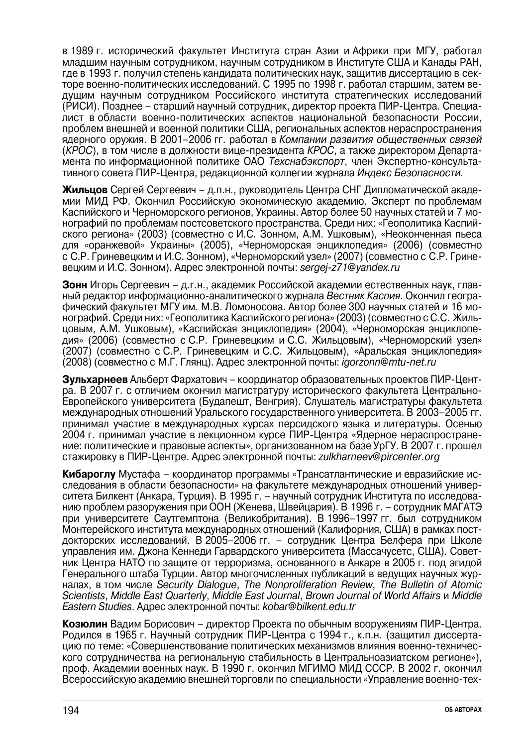в 1989 г. исторический факультет Института стран Азии и Африки при МГУ, работал младшим научным сотрудником, научным сотрудником в Институте США и Канады РАН, где в 1993 г. получил степень кандидата политических наук, защитив диссертацию в секторе военно-политических исследований. С 1995 по 1998 г. работал старшим, затем ведущим научным сотрудником Российского института стратегических исследований (РИСИ). Позднее – старший научный сотрудник, директор проекта ПИР-Центра. Специалист в области военно-политических аспектов национальной безопасности России, проблем внешней и военной политики США, региональных аспектов нераспространения ядерного оружия. В 2001–2006 гг. работал в *Компании развития общественных связей* (*КРОС*), в том числе в должности вице-президента *КРОС*, а также директором Департамента по информационной политике ОАО *Техснабэкспорт*, член Экспертно-консультативного совета ПИР-Центра, редакционной коллегии журнала *Индекс Безопасности.*

**Жильцов** Сергей Сергеевич – д.п.н., руководитель Центра СНГ Дипломатической академии МИД РФ. Окончил Российскую экономическую академию. Эксперт по проблемам Каспийского и Черноморского регионов, Украины. Автор более 50 научных статей и 7 монографий по проблемам постсоветского пространства. Среди них: «Геополитика Каспийского региона» (2003) (совместно с И.С. Зонном, А.М. Ушковым), «Неоконченная пьеса для «оранжевой» Украины» (2005), «Черноморская энциклопедия» (2006) (совместно с С.Р. Гриневецким и И.С. Зонном), «Черноморский узел» (2007) (совместно с С.Р. Гриневецким и И.С. Зонном). Адрес электронной почты: *sergej-z71@yandex.ru*

**Зонн** Игорь Сергеевич – д.г.н., академик Российской академии естественных наук, главный редактор информационно-аналитического журнала *Вестник Каспия*. Окончил географический факультет МГУ им. М.В. Ломоносова. Автор более 300 научных статей и 16 монографий. Среди них: «Геополитика Каспийского региона» (2003) (совместно с С.С. Жильцовым, А.М. Ушковым), «Каспийская энциклопедия» (2004), «Черноморская энциклопедия» (2006) (совместно с С.Р. Гриневецким и С.С. Жильцовым), «Черноморский узел» (2007) (совместно с С.Р. Гриневецким и С.С. Жильцовым), «Аральская энциклопедия» (2008) (совместно с М.Г. Глянц). Адрес электронной почты: *igorzonn@mtu-net.ru*

**Зульхарнеев** Альберт Фархатович – координатор образовательных проектов ПИР-Центра. В 2007 г. с отличием окончил магистратуру исторического факультета Центрально-Европейского университета (Будапешт, Венгрия). Слушатель магистратуры факультета международных отношений Уральского государственного университета. В 2003–2005 гг. принимал участие в международных курсах персидского языка и литературы. Осенью 2004 г. принимал участие в лекционном курсе ПИР-Центра «Ядерное нераспространение: политические и правовые аспекты», организованном на базе УрГУ. В 2007 г. прошел стажировку в ПИР-Центре. Адрес электронной почты: *zulkharneev@pircenter.org*

**Кибароглу** Мустафа – координатор программы «Трансатлантические и евразийские исследования в области безопасности» на факультете международных отношений университета Билкент (Анкара, Турция). В 1995 г. – научный сотрудник Института по исследованию проблем разоружения при ООН (Женева, Швейцария). В 1996 г. – сотрудник МАГАТЭ при университете Саутгемптона (Великобритания). В 1996–1997 гг. был сотрудником Монтерейского института международных отношений (Калифорния, США) в рамках постдокторских исследований. В 2005–2006 гг. – сотрудник Центра Белфера при Школе управления им. Джона Кеннеди Гарвардского университета (Массачусетс, США). Советник Центра НАТО по защите от терроризма, основанного в Анкаре в 2005 г. под эгидой Генерального штаба Турции. Автор многочисленных публикаций в ведущих научных журналах, в том числе *Security Dialogue*, *The Nonproliferation Review*, *The Bulletin of Atomic Scientists*, *Middle East Quarterly*, *Middle East Journal*, *Brown Journal of World Affairs* и *Middle Eastern Studies*. Адрес электронной почты: *kobar@bilkent.edu.tr*

**Козюлин** Вадим Борисович – директор Проекта по обычным вооружениям ПИР-Центра. Родился в 1965 г. Научный сотрудник ПИР-Центра с 1994 г., к.п.н. (защитил диссертацию по теме: «Совершенствование политических механизмов влияния военно-технического сотрудничества на региональную стабильность в Центральноазиатском регионе»), проф. Академии военных наук. В 1990 г. окончил МГИМО МИД СССР. В 2002 г. окончил Всероссийскую академию внешней торговли по специальности «Управление военно-тех-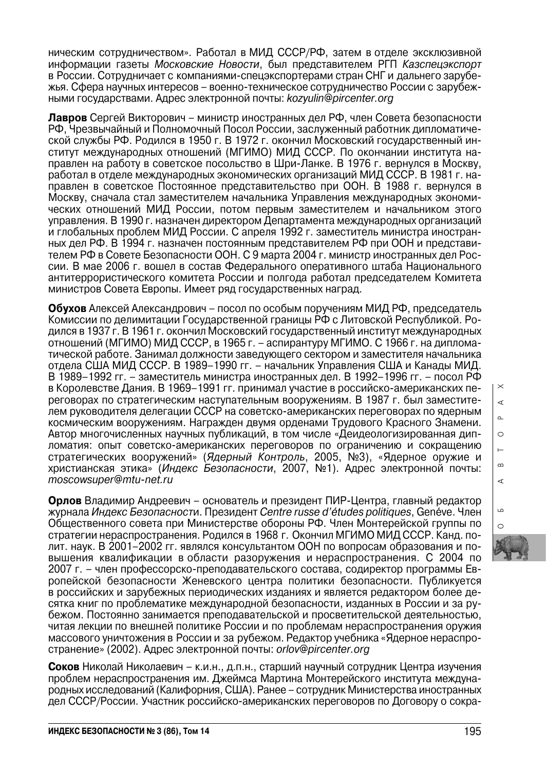ническим сотрудничеством». Работал в МИД СССР/РФ, затем в отделе эксклюзивной информации газеты *Московские Новости*, был представителем РГП *Казспецэкспорт* в России. Сотрудничает с компаниями-спецэкспортерами стран СНГ и дальнего зарубежья. Сфера научных интересов – военно-техническое сотрудничество России с зарубежными государствами. Адрес электронной почты: *kozyulin@pircenter.org*

**Лавров** Сергей Викторович – министр иностранных дел РФ, член Совета безопасности РФ, Чрезвычайный и Полномочный Посол России, заслуженный работник дипломатической службы РФ. Родился в 1950 г. В 1972 г. окончил Московский государственный институт международных отношений (МГИМО) МИД СССР. По окончании института направлен на работу в советское посольство в Шри-Ланке. В 1976 г. вернулся в Москву, работал в отделе международных экономических организаций МИД СССР. В 1981 г. направлен в советское Постоянное представительство при ООН. В 1988 г. вернулся в Москву, сначала стал заместителем начальника Управления международных экономических отношений МИД России, потом первым заместителем и начальником этого управления. В 1990 г. назначен директором Департамента международных организаций и глобальных проблем МИД России. С апреля 1992 г. заместитель министра иностранных дел РФ. В 1994 г. назначен постоянным представителем РФ при ООН и представителем РФ в Совете Безопасности ООН. С 9 марта 2004 г. министр иностранных дел России. В мае 2006 г. вошел в состав Федерального оперативного штаба Национального антитеррористического комитета России и полгода работал председателем Комитета министров Совета Европы. Имеет ряд государственных наград.

**Обухов** Алексей Александрович – посол по особым поручениям МИД РФ, председатель Комиссии по делимитации Государственной границы РФ с Литовской Республикой. Родился в 1937 г. В 1961 г. окончил Московский государственный институт международных отношений (МГИМО) МИД СССР, в 1965 г. – аспирантуру МГИМО. С 1966 г. на дипломатической работе. Занимал должности заведующего сектором и заместителя начальника отдела США МИД СССР. В 1989–1990 гг. – начальник Управления США и Канады МИД. В 1989–1992 гг. – заместитель министра иностранных дел. В 1992–1996 гг. – посол РФ в Королевстве Дания. В 1969–1991 гг. принимал участие в российско-американских переговорах по стратегическим наступательным вооружениям. В 1987 г. был заместителем руководителя делегации СССР на советско-американских переговорах по ядерным космическим вооружениям. Награжден двумя орденами Трудового Красного Знамени. Автор многочисленных научных публикаций, в том числе «Деидеологизированная дипломатия: опыт советско-американских переговоров по ограничению и сокращению стратегических вооружений» (*Ядерный Контроль*, 2005, №3), «Ядерное оружие и христианская этика» (*Индекс Безопасности*, 2007, №1). Адрес электронной почты: *moscowsuper@mtu-net.ru*

**Орлов** Владимир Андреевич – основатель и президент ПИР-Центра, главный редактор журнала *Индекс Безопасности*. Президент *Centre russe d'études politiques*, Genéve. Член Общественного совета при Министерстве обороны РФ. Член Монтерейской группы по стратегии нераспространения. Родился в 1968 г. Окончил МГИМО МИД СССР. Канд. полит. наук. В 2001–2002 гг. являлся консультантом ООН по вопросам образования и повышения квалификации в области разоружения и нераспространения. С 2004 по 2007 г. – член профессорско-преподавательского состава, содиректор программы Европейской безопасности Женевского центра политики безопасности. Публикуется в российских и зарубежных периодических изданиях и является редактором более десятка книг по проблематике международной безопасности, изданных в России и за рубежом. Постоянно занимается преподавательской и просветительской деятельностью, читая лекции по внешней политике России и по проблемам нераспространения оружия массового уничтожения в России и за рубежом. Редактор учебника «Ядерное нераспространение» (2002). Адрес электронной почты: *orlov@pircenter.org*

**Соков** Николай Николаевич – к.и.н., д.п.н., старший научный сотрудник Центра изучения проблем нераспространения им. Джеймса Мартина Монтерейского института международных исследований (Калифорния, США). Ранее – сотрудник Министерства иностранных дел СССР/России. Участник российско-американских переговоров по Договору о сокра-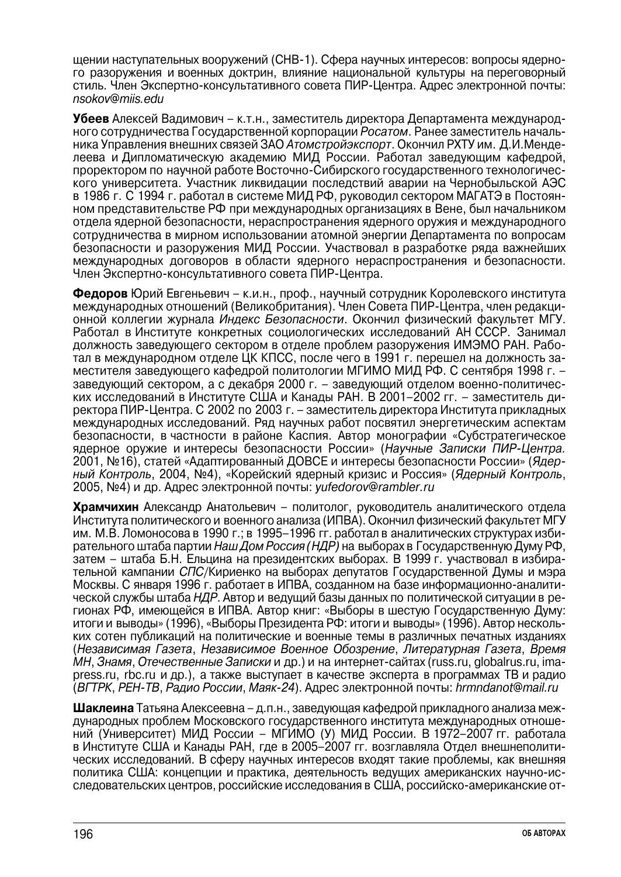щении наступательных вооружений (СНВ-1). Сфера научных интересов: вопросы ядерного разоружения и военных доктрин, влияние национальной культуры на переговорный стиль. Член Экспертно-консультативного совета ПИР-Центра. Адрес электронной почты: *nsokov@miis.edu*

**Убеев** Алексей Вадимович – к.т.н., заместитель директора Департамента международного сотрудничества Государственной корпорации *Росатом*. Ранее заместитель начальника Управления внешних связей ЗАО *Атомстройэкспорт*. Окончил РХТУ им. Д.И.Менделеева и Дипломатическую академию МИД России. Работал заведующим кафедрой, проректором по научной работе Восточно-Сибирского государственного технологического университета. Участник ликвидации последствий аварии на Чернобыльской АЭС в 1986 г. С 1994 г. работал в системе МИД РФ, руководил сектором МАГАТЭ в Постоянном представительстве РФ при международных организациях в Вене, был начальником отдела ядерной безопасности, нераспространения ядерного оружия и международного сотрудничества в мирном использовании атомной энергии Департамента по вопросам безопасности и разоружения МИД России. Участвовал в разработке ряда важнейших международных договоров в области ядерного нераспространения и безопасности. Член Экспертно-консультативного совета ПИР-Центра.

**Федоров** Юрий Евгеньевич – к.и.н., проф., научный сотрудник Королевского института международных отношений (Великобритания). Член Совета ПИР-Центра, член редакционной коллегии журнала *Индекс Безопасности*. Окончил физический факультет МГУ. Работал в Институте конкретных социологических исследований АН СССР. Занимал должность заведующего сектором в отделе проблем разоружения ИМЭМО РАН. Работал в международном отделе ЦК КПСС, после чего в 1991 г. перешел на должность заместителя заведующего кафедрой политологии МГИМО МИД РФ. С сентября 1998 г. – заведующий сектором, а с декабря 2000 г. – заведующий отделом военно-политических исследований в Институте США и Канады РАН. В 2001–2002 гг. – заместитель директора ПИР-Центра. С 2002 по 2003 г. – заместитель директора Института прикладных международных исследований. Ряд научных работ посвятил энергетическим аспектам безопасности, в частности в районе Каспия. Автор монографии «Субстратегическое ядерное оружие и интересы безопасности России» (*Научные Записки ПИР-Центра*. 2001, №16), статей «Адаптированный ДОВСЕ и интересы безопасности России» (*Ядерный Контроль*, 2004, №4), «Корейский ядерный кризис и Россия» (*Ядерный Контроль*, 2005, №4) и др. Адрес электронной почты: *yufedorov@rambler.ru*

**Храмчихин** Александр Анатольевич – политолог, руководитель аналитического отдела Института политического и военного анализа (ИПВА). Окончил физический факультет МГУ им. М.В. Ломоносова в 1990 г.; в 1995–1996 гг. работал в аналитических структурах избирательного штаба партии *Наш Дом Россия (НДР)* на выборах в Государственную Думу РФ, затем – штаба Б.Н. Ельцина на президентских выборах. В 1999 г. участвовал в избирательной кампании *СПС*/Кириенко на выборах депутатов Государственной Думы и мэра Москвы. С января 1996 г. работает в ИПВА, созданном на базе информационно-аналитической службы штаба *НДР*. Автор и ведущий базы данных по политической ситуации в регионах РФ, имеющейся в ИПВА. Автор книг: «Выборы в шестую Государственную Думу: итоги и выводы» (1996), «Выборы Президента РФ: итоги и выводы» (1996). Автор нескольких сотен публикаций на политические и военные темы в различных печатных изданиях (*Независимая Газета*, *Независимое Военное Обозрение*, *Литературная Газета*, *Время МН*, *Знамя*, *Отечественные Записки* и др.) и на интернет-сайтах (russ.ru, globalrus.ru, ima-press.ru, rbc.ru и др.), а также выступает в качестве эксперта в программах ТВ и радио (*ВГТРК*, *РЕН-ТВ*, *Радио России*, *Маяк-24*). Адрес электронной почты: *hrmndanot@mail.ru*

**Шаклеина** Татьяна Алексеевна – д.п.н., заведующая кафедрой прикладного анализа международных проблем Московского государственного института международных отношений (Университет) МИД России – МГИМО (У) МИД России. В 1972–2007 гг. работала в Институте США и Канады РАН, где в 2005–2007 гг. возглавляла Отдел внешнеполитических исследований. В сферу научных интересов входят такие проблемы, как внешняя политика США: концепции и практика, деятельность ведущих американских научно-исследовательских центров, российские исследования в США, российско-американские от-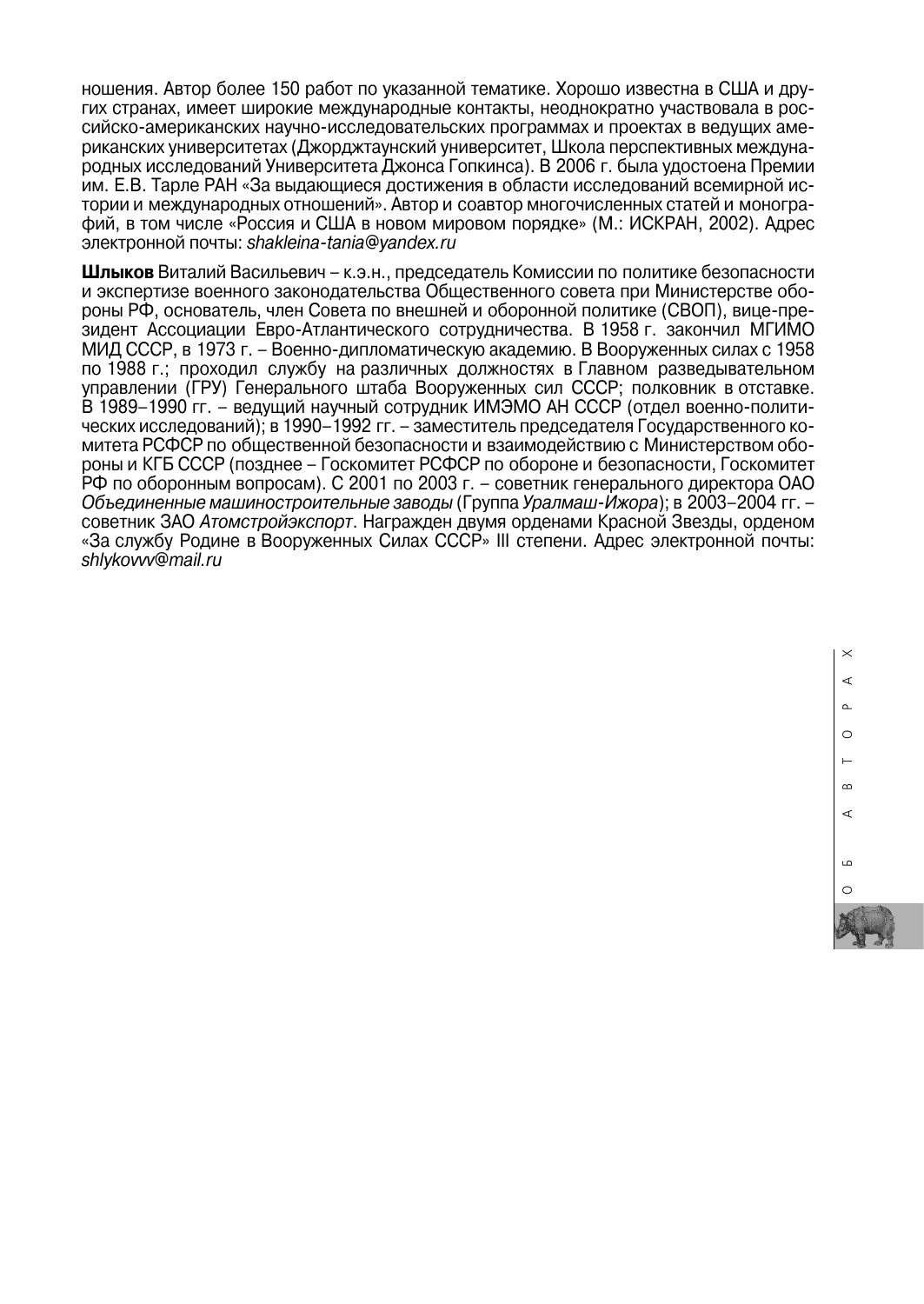ношения. Автор более 150 работ по указанной тематике. Хорошо известна в США и других странах, имеет широкие международные контакты, неоднократно участвовала в российско-американских научно-исследовательских программах и проектах в ведущих американских университетах (Джорджтаунский университет, Школа перспективных международных исследований Университета Джонса Гопкинса). В 2006 г. была удостоена Премии им. Е.В. Тарле РАН «За выдающиеся достижения в области исследований всемирной истории и международных отношений». Автор и соавтор многочисленных статей и монографий, в том числе «Россия и США в новом мировом порядке» (М.: ИСКРАН, 2002). Адрес электронной почты: *shakleina-tania@yandex.ru*

**Шлыков** Виталий Васильевич – к.э.н., председатель Комиссии по политике безопасности и экспертизе военного законодательства Общественного совета при Министерстве обороны РФ, основатель, член Совета по внешней и оборонной политике (СВОП), вице-президент Ассоциации Евро-Атлантического сотрудничества. В 1958 г. закончил МГИМО МИД СССР, в 1973 г. – Военно-дипломатическую академию. В Вооруженных силах с 1958 по 1988 г.; проходил службу на различных должностях в Главном разведывательном управлении (ГРУ) Генерального штаба Вооруженных сил СССР; полковник в отставке. В 1989–1990 гг. – ведущий научный сотрудник ИМЭМО АН СССР (отдел военно-политических исследований); в 1990–1992 гг. – заместитель председателя Государственного комитета РСФСР по общественной безопасности и взаимодействию с Министерством обороны и КГБ СССР (позднее – Госкомитет РСФСР по обороне и безопасности, Госкомитет РФ по оборонным вопросам). С 2001 по 2003 г. – советник генерального директора ОАО *Объединенные машиностроительные заводы* (Группа *Уралмаш-Ижора*); в 2003–2004 гг. – советник ЗАО *Атомстройэкспорт*. Награжден двумя орденами Красной Звезды, орденом «За службу Родине в Вооруженных Силах СССР» III степени. Адрес электронной почты: *shlykovvv@mail.ru*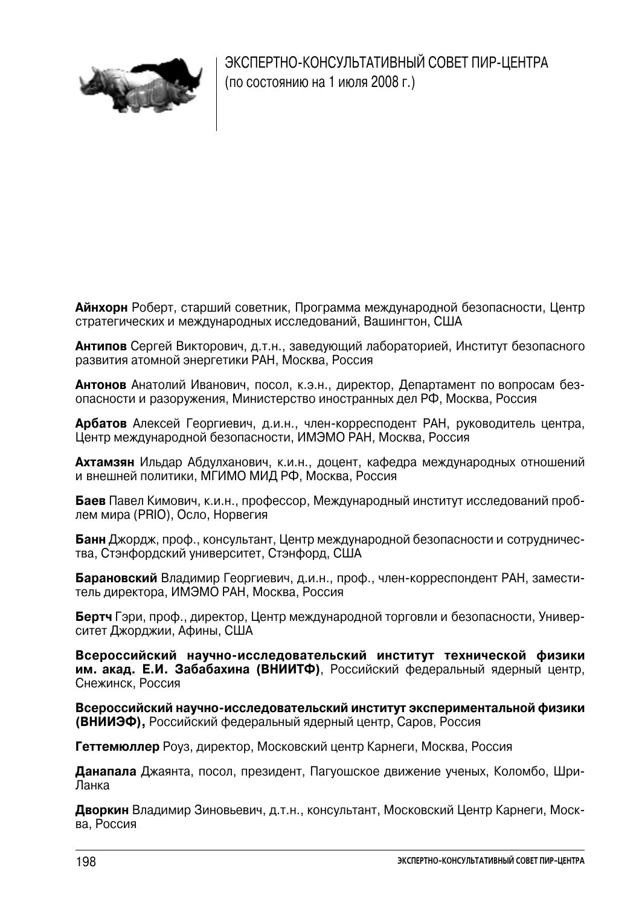# ЭКСПЕРТНО-КОНСУЛЬТАТИВНЫЙ СОВЕТ ПИР-ЦЕНТРА
(по состоянию на 1 июля 2008 г.)

**Айнхорн** Роберт, старший советник, Программа международной безопасности, Центр стратегических и международных исследований, Вашингтон, США

**Антипов** Сергей Викторович, д.т.н., заведующий лабораторией, Институт безопасного развития атомной энергетики РАН, Москва, Россия

**Антонов** Анатолий Иванович, посол, к.э.н., директор, Департамент по вопросам безопасности и разоружения, Министерство иностранных дел РФ, Москва, Россия

**Арбатов** Алексей Георгиевич, д.и.н., член-корреспондент РАН, руководитель центра, Центр международной безопасности, ИМЭМО РАН, Москва, Россия

**Ахтамзян** Ильдар Абдулханович, к.и.н., доцент, кафедра международных отношений и внешней политики, МГИМО МИД РФ, Москва, Россия

**Баев** Павел Кимович, к.и.н., профессор, Международный институт исследований проблем мира (PRIO), Осло, Норвегия

**Банн** Джордж, проф., консультант, Центр международной безопасности и сотрудничества, Стэнфордский университет, Стэнфорд, США

**Барановский** Владимир Георгиевич, д.и.н., проф., член-корреспондент РАН, заместитель директора, ИМЭМО РАН, Москва, Россия

**Бертч** Гэри, проф., директор, Центр международной торговли и безопасности, Университет Джорджии, Афины, США

**Всероссийский научно-исследовательский институт технической физики им. акад. Е.И. Забабахина (ВНИИТФ)**, Российский федеральный ядерный центр, Снежинск, Россия

**Всероссийский научно-исследовательский институт экспериментальной физики (ВНИИЭФ),** Российский федеральный ядерный центр, Саров, Россия

**Геттемюллер** Роуз, директор, Московский центр Карнеги, Москва, Россия

**Данапала** Джаянта, посол, президент, Пагуошское движение ученых, Коломбо, Шри-Ланка

**Дворкин** Владимир Зиновьевич, д.т.н., консультант, Московский Центр Карнеги, Москва, Россия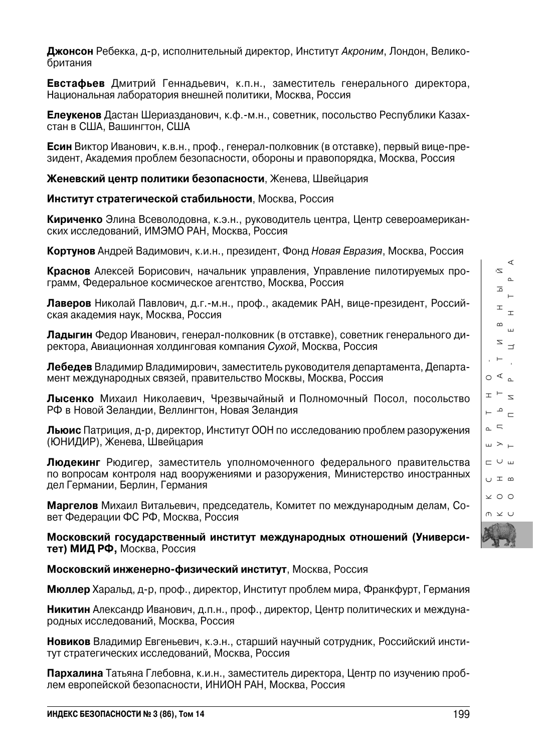**Джонсон** Ребекка, д-р, исполнительный директор, Институт *Акроним*, Лондон, Великобритания

**Евстафьев** Дмитрий Геннадьевич, к.п.н., заместитель генерального директора, Национальная лаборатория внешней политики, Москва, Россия

**Елеукенов** Дастан Шериазданович, к.ф.-м.н., советник, посольство Республики Казахстан в США, Вашингтон, США

**Есин** Виктор Иванович, к.в.н., проф., генерал-полковник (в отставке), первый вице-президент, Академия проблем безопасности, обороны и правопорядка, Москва, Россия

**Женевский центр политики безопасности**, Женева, Швейцария

**Институт стратегической стабильности**, Москва, Россия

**Кириченко** Элина Всеволодовна, к.э.н., руководитель центра, Центр североамериканских исследований, ИМЭМО РАН, Москва, Россия

**Кортунов** Андрей Вадимович, к.и.н., президент, Фонд *Новая Евразия*, Москва, Россия

**Краснов** Алексей Борисович, начальник управления, Управление пилотируемых программ, Федеральное космическое агентство, Москва, Россия

**Лаверов** Николай Павлович, д.г.-м.н., проф., академик РАН, вице-президент, Российская академия наук, Москва, Россия

**Ладыгин** Федор Иванович, генерал-полковник (в отставке), советник генерального директора, Авиационная холдинговая компания *Сухой*, Москва, Россия

**Лебедев** Владимир Владимирович, заместитель руководителя департамента, Департамент международных связей, правительство Москвы, Москва, Россия

**Лысенко** Михаил Николаевич, Чрезвычайный и Полномочный Посол, посольство РФ в Новой Зеландии, Веллингтон, Новая Зеландия

**Льюис** Патриция, д-р, директор, Институт ООН по исследованию проблем разоружения (ЮНИДИР), Женева, Швейцария

**Людекинг** Рюдигер, заместитель уполномоченного федерального правительства по вопросам контроля над вооружениями и разоружения, Министерство иностранных дел Германии, Берлин, Германия

**Маргелов** Михаил Витальевич, председатель, Комитет по международным делам, Совет Федерации ФС РФ, Москва, Россия

**Московский государственный институт международных отношений (Университет) МИД РФ,** Москва, Россия

**Московский инженерно-физический институт**, Москва, Россия

**Мюллер** Харальд, д-р, проф., директор, Институт проблем мира, Франкфурт, Германия

**Никитин** Александр Иванович, д.п.н., проф., директор, Центр политических и международных исследований, Москва, Россия

**Новиков** Владимир Евгеньевич, к.э.н., старший научный сотрудник, Российский институт стратегических исследований, Москва, Россия

**Пархалина** Татьяна Глебовна, к.и.н., заместитель директора, Центр по изучению проблем европейской безопасности, ИНИОН РАН, Москва, Россия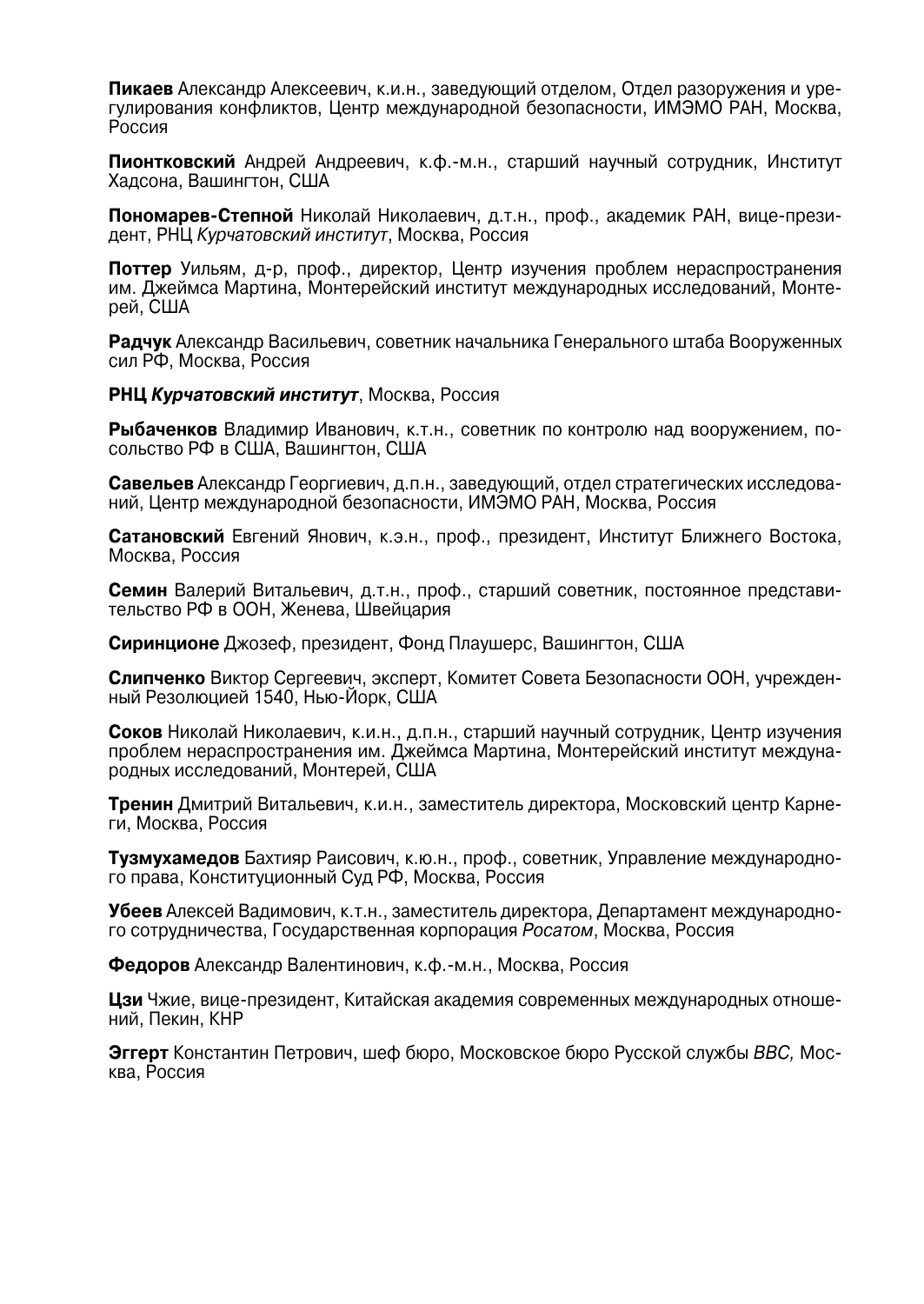**Пикаев** Александр Алексеевич, к.и.н., заведующий отделом, Отдел разоружения и урегулирования конфликтов, Центр международной безопасности, ИМЭМО РАН, Москва, Россия

**Пионтковский** Андрей Андреевич, к.ф.-м.н., старший научный сотрудник, Институт Хадсона, Вашингтон, США

**Пономарев-Степной** Николай Николаевич, д.т.н., проф., академик РАН, вице-президент, РНЦ *Курчатовский институт*, Москва, Россия

**Поттер** Уильям, д-р, проф., директор, Центр изучения проблем нераспространения им. Джеймса Мартина, Монтерейский институт международных исследований, Монтерей, США

**Радчук** Александр Васильевич, советник начальника Генерального штаба Вооруженных сил РФ, Москва, Россия

**РНЦ *Курчатовский институт***, Москва, Россия

**Рыбаченков** Владимир Иванович, к.т.н., советник по контролю над вооружением, посольство РФ в США, Вашингтон, США

**Савельев** Александр Георгиевич, д.п.н., заведующий, отдел стратегических исследований, Центр международной безопасности, ИМЭМО РАН, Москва, Россия

**Сатановский** Евгений Янович, к.э.н., проф., президент, Институт Ближнего Востока, Москва, Россия

**Семин** Валерий Витальевич, д.т.н., проф., старший советник, постоянное представительство РФ в ООН, Женева, Швейцария

**Сиринционе** Джозеф, президент, Фонд Плаушерс, Вашингтон, США

**Слипченко** Виктор Сергеевич, эксперт, Комитет Совета Безопасности ООН, учрежденный Резолюцией 1540, Нью-Йорк, США

**Соков** Николай Николаевич, к.и.н., д.п.н., старший научный сотрудник, Центр изучения проблем нераспространения им. Джеймса Мартина, Монтерейский институт международных исследований, Монтерей, США

**Тренин** Дмитрий Витальевич, к.и.н., заместитель директора, Московский центр Карнеги, Москва, Россия

**Тузмухамедов** Бахтияр Раисович, к.ю.н., проф., советник, Управление международного права, Конституционный Суд РФ, Москва, Россия

**Убеев** Алексей Вадимович, к.т.н., заместитель директора, Департамент международного сотрудничества, Государственная корпорация *Росатом*, Москва, Россия

**Федоров** Александр Валентинович, к.ф.-м.н., Москва, Россия

**Цзи** Чжие, вице-президент, Китайская академия современных международных отношений, Пекин, КНР

**Эггерт** Константин Петрович, шеф бюро, Московское бюро Русской службы *BBC,* Москва, Россия